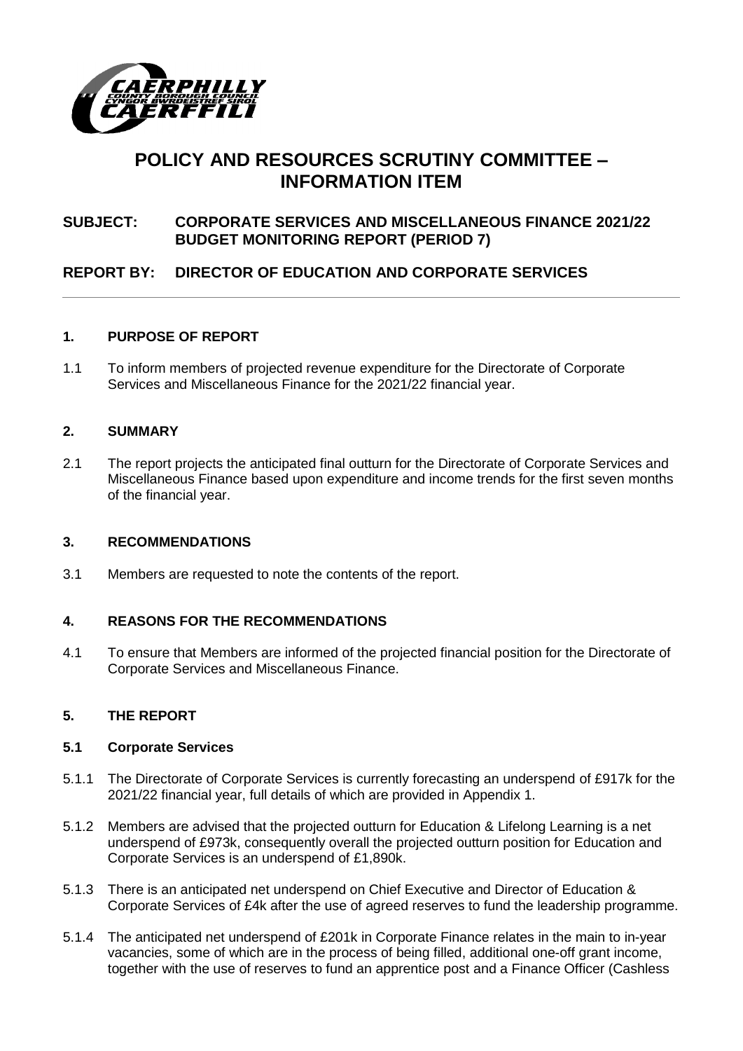# POLICY AND RESOURCES SCRUTINY COMMITTEE – INFORMATION ITEM

**SUBJECT: CORPORATE SERVICES AND MISCELLANEOUS FINANCE 2021/22 BUDGET MONITORING REPORT (PERIOD 7)**

**REPORT BY: DIRECTOR OF EDUCATION AND CORPORATE SERVICES**

---

## 1. PURPOSE OF REPORT

1.1 To inform members of projected revenue expenditure for the Directorate of Corporate Services and Miscellaneous Finance for the 2021/22 financial year.

## 2. SUMMARY

2.1 The report projects the anticipated final outturn for the Directorate of Corporate Services and Miscellaneous Finance based upon expenditure and income trends for the first seven months of the financial year.

## 3. RECOMMENDATIONS

3.1 Members are requested to note the contents of the report.

## 4. REASONS FOR THE RECOMMENDATIONS

4.1 To ensure that Members are informed of the projected financial position for the Directorate of Corporate Services and Miscellaneous Finance.

## 5. THE REPORT

### 5.1 Corporate Services

5.1.1 The Directorate of Corporate Services is currently forecasting an underspend of £917k for the 2021/22 financial year, full details of which are provided in Appendix 1.

5.1.2 Members are advised that the projected outturn for Education & Lifelong Learning is a net underspend of £973k, consequently overall the projected outturn position for Education and Corporate Services is an underspend of £1,890k.

5.1.3 There is an anticipated net underspend on Chief Executive and Director of Education & Corporate Services of £4k after the use of agreed reserves to fund the leadership programme.

5.1.4 The anticipated net underspend of £201k in Corporate Finance relates in the main to in-year vacancies, some of which are in the process of being filled, additional one-off grant income, together with the use of reserves to fund an apprentice post and a Finance Officer (Cashless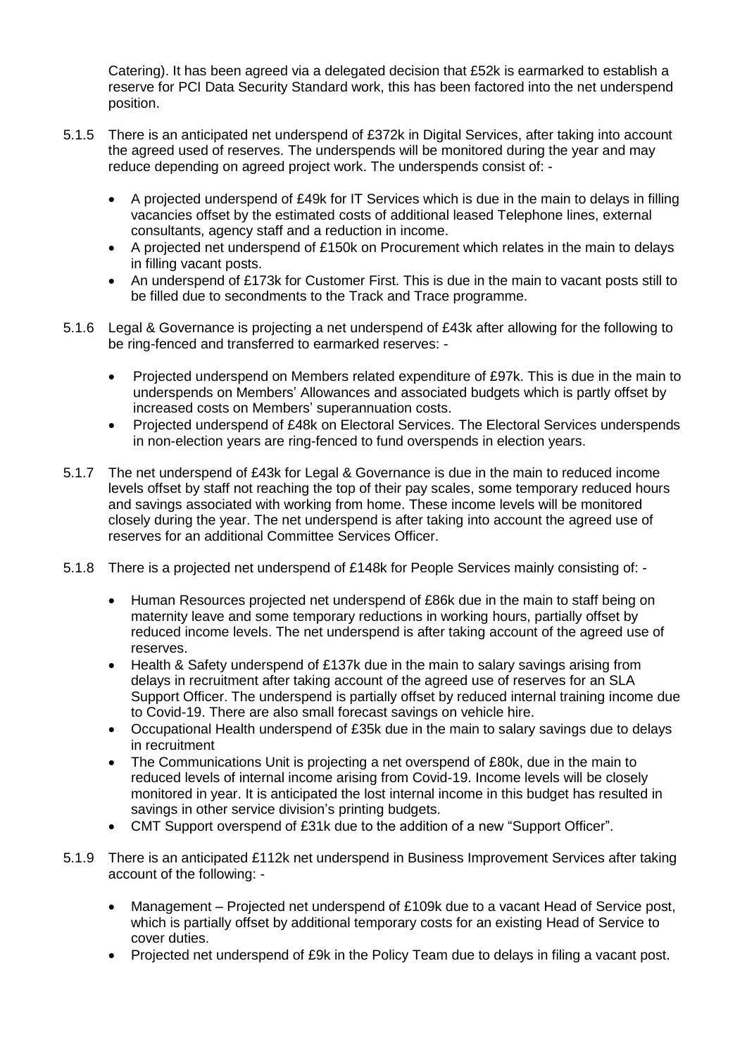Catering). It has been agreed via a delegated decision that £52k is earmarked to establish a reserve for PCI Data Security Standard work, this has been factored into the net underspend position.

5.1.5 There is an anticipated net underspend of £372k in Digital Services, after taking into account the agreed used of reserves. The underspends will be monitored during the year and may reduce depending on agreed project work. The underspends consist of: -

- A projected underspend of £49k for IT Services which is due in the main to delays in filling vacancies offset by the estimated costs of additional leased Telephone lines, external consultants, agency staff and a reduction in income.
- A projected net underspend of £150k on Procurement which relates in the main to delays in filling vacant posts.
- An underspend of £173k for Customer First. This is due in the main to vacant posts still to be filled due to secondments to the Track and Trace programme.

5.1.6 Legal & Governance is projecting a net underspend of £43k after allowing for the following to be ring-fenced and transferred to earmarked reserves: -

- Projected underspend on Members related expenditure of £97k. This is due in the main to underspends on Members' Allowances and associated budgets which is partly offset by increased costs on Members' superannuation costs.
- Projected underspend of £48k on Electoral Services. The Electoral Services underspends in non-election years are ring-fenced to fund overspends in election years.

5.1.7 The net underspend of £43k for Legal & Governance is due in the main to reduced income levels offset by staff not reaching the top of their pay scales, some temporary reduced hours and savings associated with working from home. These income levels will be monitored closely during the year. The net underspend is after taking into account the agreed use of reserves for an additional Committee Services Officer.

5.1.8 There is a projected net underspend of £148k for People Services mainly consisting of: -

- Human Resources projected net underspend of £86k due in the main to staff being on maternity leave and some temporary reductions in working hours, partially offset by reduced income levels. The net underspend is after taking account of the agreed use of reserves.
- Health & Safety underspend of £137k due in the main to salary savings arising from delays in recruitment after taking account of the agreed use of reserves for an SLA Support Officer. The underspend is partially offset by reduced internal training income due to Covid-19. There are also small forecast savings on vehicle hire.
- Occupational Health underspend of £35k due in the main to salary savings due to delays in recruitment
- The Communications Unit is projecting a net overspend of £80k, due in the main to reduced levels of internal income arising from Covid-19. Income levels will be closely monitored in year. It is anticipated the lost internal income in this budget has resulted in savings in other service division's printing budgets.
- CMT Support overspend of £31k due to the addition of a new "Support Officer".

5.1.9 There is an anticipated £112k net underspend in Business Improvement Services after taking account of the following: -

- Management – Projected net underspend of £109k due to a vacant Head of Service post, which is partially offset by additional temporary costs for an existing Head of Service to cover duties.
- Projected net underspend of £9k in the Policy Team due to delays in filing a vacant post.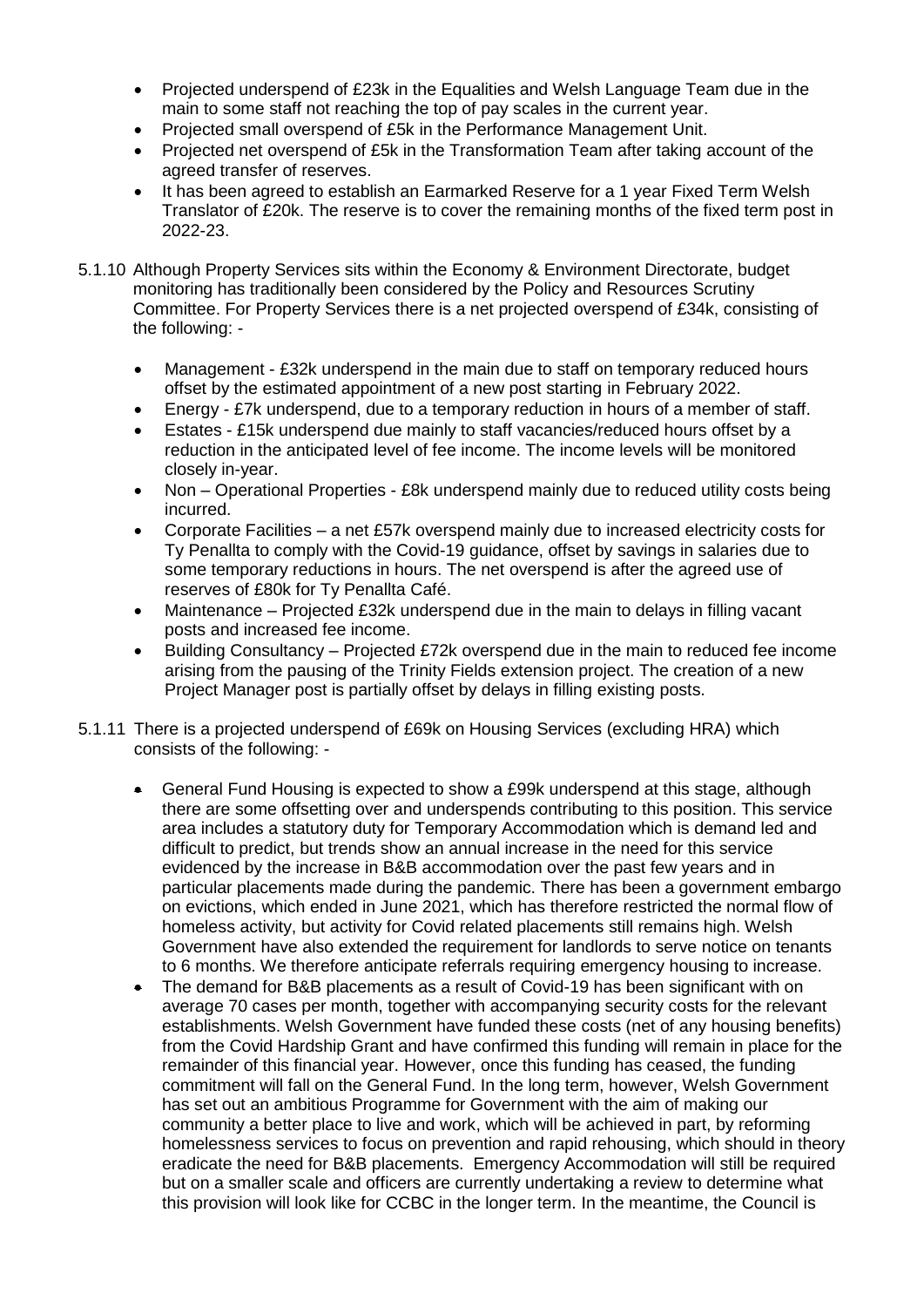- Projected underspend of £23k in the Equalities and Welsh Language Team due in the main to some staff not reaching the top of pay scales in the current year.
- Projected small overspend of £5k in the Performance Management Unit.
- Projected net overspend of £5k in the Transformation Team after taking account of the agreed transfer of reserves.
- It has been agreed to establish an Earmarked Reserve for a 1 year Fixed Term Welsh Translator of £20k. The reserve is to cover the remaining months of the fixed term post in 2022-23.

5.1.10 Although Property Services sits within the Economy & Environment Directorate, budget monitoring has traditionally been considered by the Policy and Resources Scrutiny Committee. For Property Services there is a net projected overspend of £34k, consisting of the following: -

- Management - £32k underspend in the main due to staff on temporary reduced hours offset by the estimated appointment of a new post starting in February 2022.
- Energy - £7k underspend, due to a temporary reduction in hours of a member of staff.
- Estates - £15k underspend due mainly to staff vacancies/reduced hours offset by a reduction in the anticipated level of fee income. The income levels will be monitored closely in-year.
- Non – Operational Properties - £8k underspend mainly due to reduced utility costs being incurred.
- Corporate Facilities – a net £57k overspend mainly due to increased electricity costs for Ty Penallta to comply with the Covid-19 guidance, offset by savings in salaries due to some temporary reductions in hours. The net overspend is after the agreed use of reserves of £80k for Ty Penallta Café.
- Maintenance – Projected £32k underspend due in the main to delays in filling vacant posts and increased fee income.
- Building Consultancy – Projected £72k overspend due in the main to reduced fee income arising from the pausing of the Trinity Fields extension project. The creation of a new Project Manager post is partially offset by delays in filling existing posts.

5.1.11 There is a projected underspend of £69k on Housing Services (excluding HRA) which consists of the following: -

- General Fund Housing is expected to show a £99k underspend at this stage, although there are some offsetting over and underspends contributing to this position. This service area includes a statutory duty for Temporary Accommodation which is demand led and difficult to predict, but trends show an annual increase in the need for this service evidenced by the increase in B&B accommodation over the past few years and in particular placements made during the pandemic. There has been a government embargo on evictions, which ended in June 2021, which has therefore restricted the normal flow of homeless activity, but activity for Covid related placements still remains high. Welsh Government have also extended the requirement for landlords to serve notice on tenants to 6 months. We therefore anticipate referrals requiring emergency housing to increase.
- The demand for B&B placements as a result of Covid-19 has been significant with on average 70 cases per month, together with accompanying security costs for the relevant establishments. Welsh Government have funded these costs (net of any housing benefits) from the Covid Hardship Grant and have confirmed this funding will remain in place for the remainder of this financial year. However, once this funding has ceased, the funding commitment will fall on the General Fund. In the long term, however, Welsh Government has set out an ambitious Programme for Government with the aim of making our community a better place to live and work, which will be achieved in part, by reforming homelessness services to focus on prevention and rapid rehousing, which should in theory eradicate the need for B&B placements. Emergency Accommodation will still be required but on a smaller scale and officers are currently undertaking a review to determine what this provision will look like for CCBC in the longer term. In the meantime, the Council is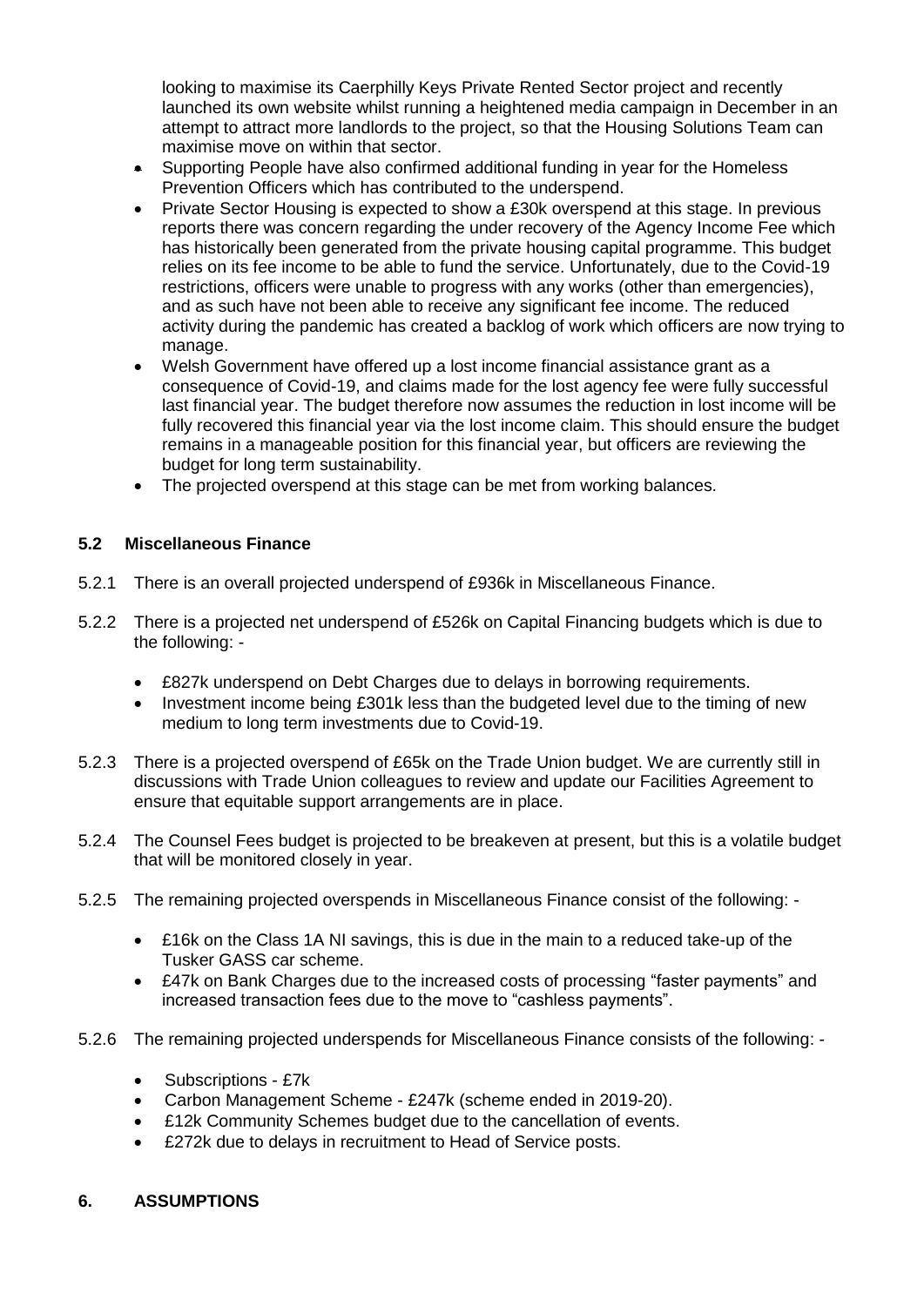looking to maximise its Caerphilly Keys Private Rented Sector project and recently launched its own website whilst running a heightened media campaign in December in an attempt to attract more landlords to the project, so that the Housing Solutions Team can maximise move on within that sector.

- Supporting People have also confirmed additional funding in year for the Homeless Prevention Officers which has contributed to the underspend.
- Private Sector Housing is expected to show a £30k overspend at this stage. In previous reports there was concern regarding the under recovery of the Agency Income Fee which has historically been generated from the private housing capital programme. This budget relies on its fee income to be able to fund the service. Unfortunately, due to the Covid-19 restrictions, officers were unable to progress with any works (other than emergencies), and as such have not been able to receive any significant fee income. The reduced activity during the pandemic has created a backlog of work which officers are now trying to manage.
- Welsh Government have offered up a lost income financial assistance grant as a consequence of Covid-19, and claims made for the lost agency fee were fully successful last financial year. The budget therefore now assumes the reduction in lost income will be fully recovered this financial year via the lost income claim. This should ensure the budget remains in a manageable position for this financial year, but officers are reviewing the budget for long term sustainability.
- The projected overspend at this stage can be met from working balances.

### 5.2 Miscellaneous Finance

5.2.1 There is an overall projected underspend of £936k in Miscellaneous Finance.

5.2.2 There is a projected net underspend of £526k on Capital Financing budgets which is due to the following: -

- £827k underspend on Debt Charges due to delays in borrowing requirements.
- Investment income being £301k less than the budgeted level due to the timing of new medium to long term investments due to Covid-19.

5.2.3 There is a projected overspend of £65k on the Trade Union budget. We are currently still in discussions with Trade Union colleagues to review and update our Facilities Agreement to ensure that equitable support arrangements are in place.

5.2.4 The Counsel Fees budget is projected to be breakeven at present, but this is a volatile budget that will be monitored closely in year.

5.2.5 The remaining projected overspends in Miscellaneous Finance consist of the following: -

- £16k on the Class 1A NI savings, this is due in the main to a reduced take-up of the Tusker GASS car scheme.
- £47k on Bank Charges due to the increased costs of processing "faster payments" and increased transaction fees due to the move to "cashless payments".

5.2.6 The remaining projected underspends for Miscellaneous Finance consists of the following: -

- Subscriptions - £7k
- Carbon Management Scheme - £247k (scheme ended in 2019-20).
- £12k Community Schemes budget due to the cancellation of events.
- £272k due to delays in recruitment to Head of Service posts.

## 6. ASSUMPTIONS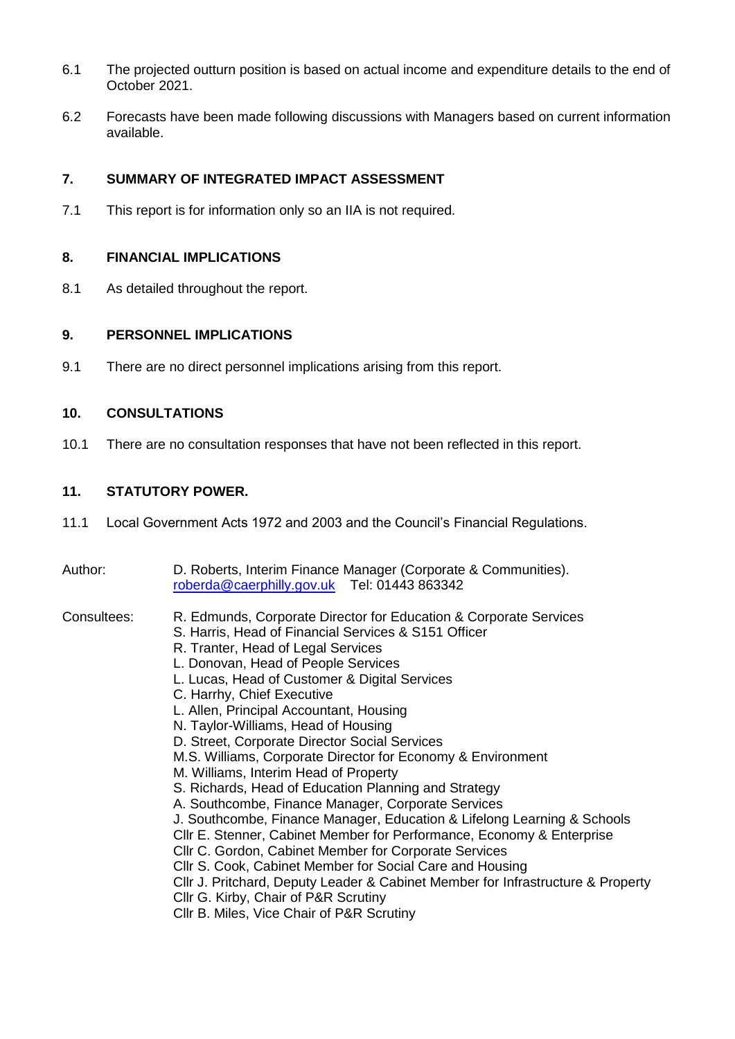6.1 The projected outturn position is based on actual income and expenditure details to the end of October 2021.

6.2 Forecasts have been made following discussions with Managers based on current information available.

## 7. SUMMARY OF INTEGRATED IMPACT ASSESSMENT

7.1 This report is for information only so an IIA is not required.

## 8. FINANCIAL IMPLICATIONS

8.1 As detailed throughout the report.

## 9. PERSONNEL IMPLICATIONS

9.1 There are no direct personnel implications arising from this report.

## 10. CONSULTATIONS

10.1 There are no consultation responses that have not been reflected in this report.

## 11. STATUTORY POWER.

11.1 Local Government Acts 1972 and 2003 and the Council's Financial Regulations.

Author: D. Roberts, Interim Finance Manager (Corporate & Communities).
[roberda@caerphilly.gov.uk](mailto:roberda@caerphilly.gov.uk) Tel: 01443 863342

Consultees:
R. Edmunds, Corporate Director for Education & Corporate Services
S. Harris, Head of Financial Services & S151 Officer
R. Tranter, Head of Legal Services
L. Donovan, Head of People Services
L. Lucas, Head of Customer & Digital Services
C. Harrhy, Chief Executive
L. Allen, Principal Accountant, Housing
N. Taylor-Williams, Head of Housing
D. Street, Corporate Director Social Services
M.S. Williams, Corporate Director for Economy & Environment
M. Williams, Interim Head of Property
S. Richards, Head of Education Planning and Strategy
A. Southcombe, Finance Manager, Corporate Services
J. Southcombe, Finance Manager, Education & Lifelong Learning & Schools
Cllr E. Stenner, Cabinet Member for Performance, Economy & Enterprise
Cllr C. Gordon, Cabinet Member for Corporate Services
Cllr S. Cook, Cabinet Member for Social Care and Housing
Cllr J. Pritchard, Deputy Leader & Cabinet Member for Infrastructure & Property
Cllr G. Kirby, Chair of P&R Scrutiny
Cllr B. Miles, Vice Chair of P&R Scrutiny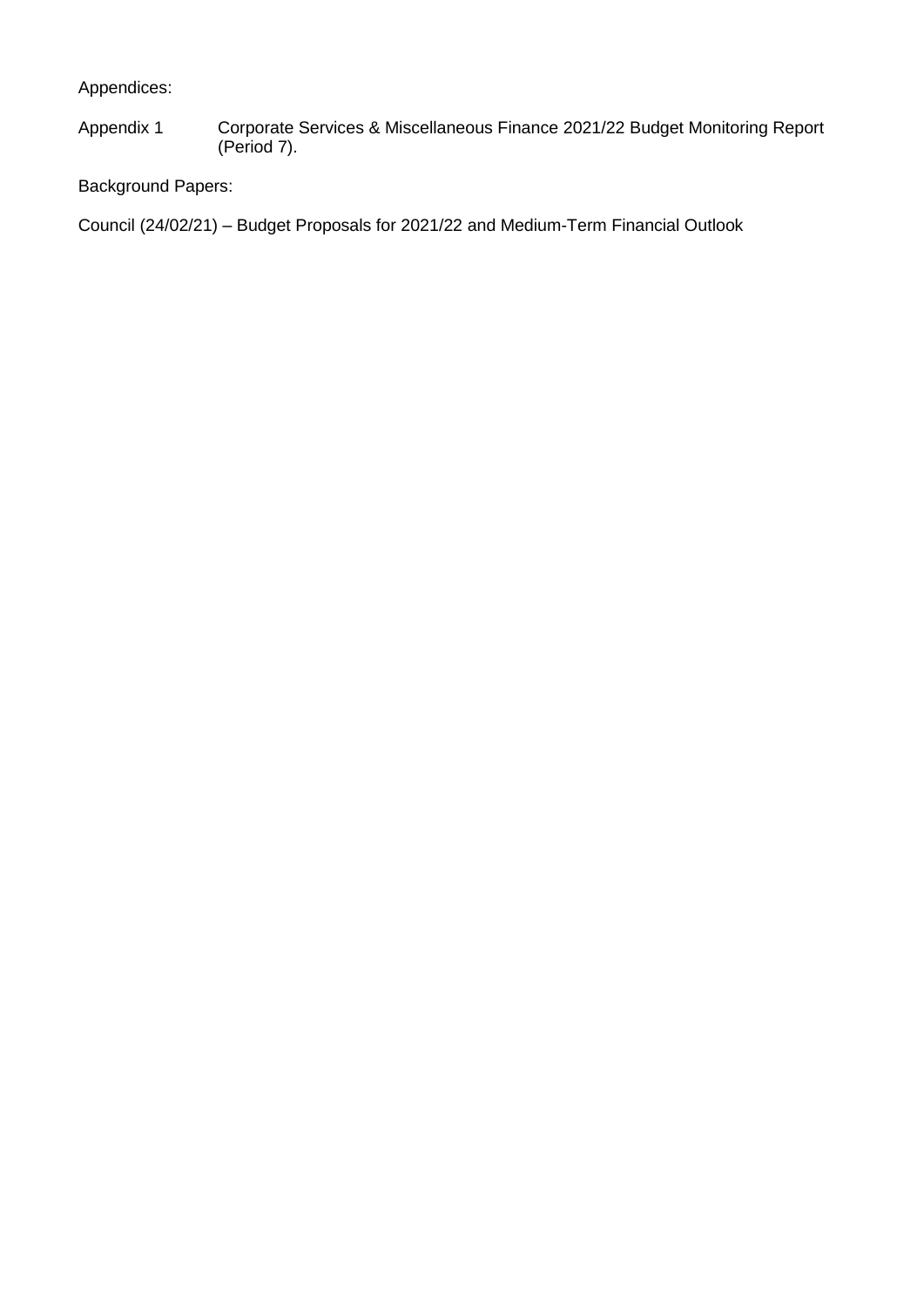Appendices:

Appendix 1 Corporate Services & Miscellaneous Finance 2021/22 Budget Monitoring Report (Period 7).

Background Papers:

Council (24/02/21) – Budget Proposals for 2021/22 and Medium-Term Financial Outlook